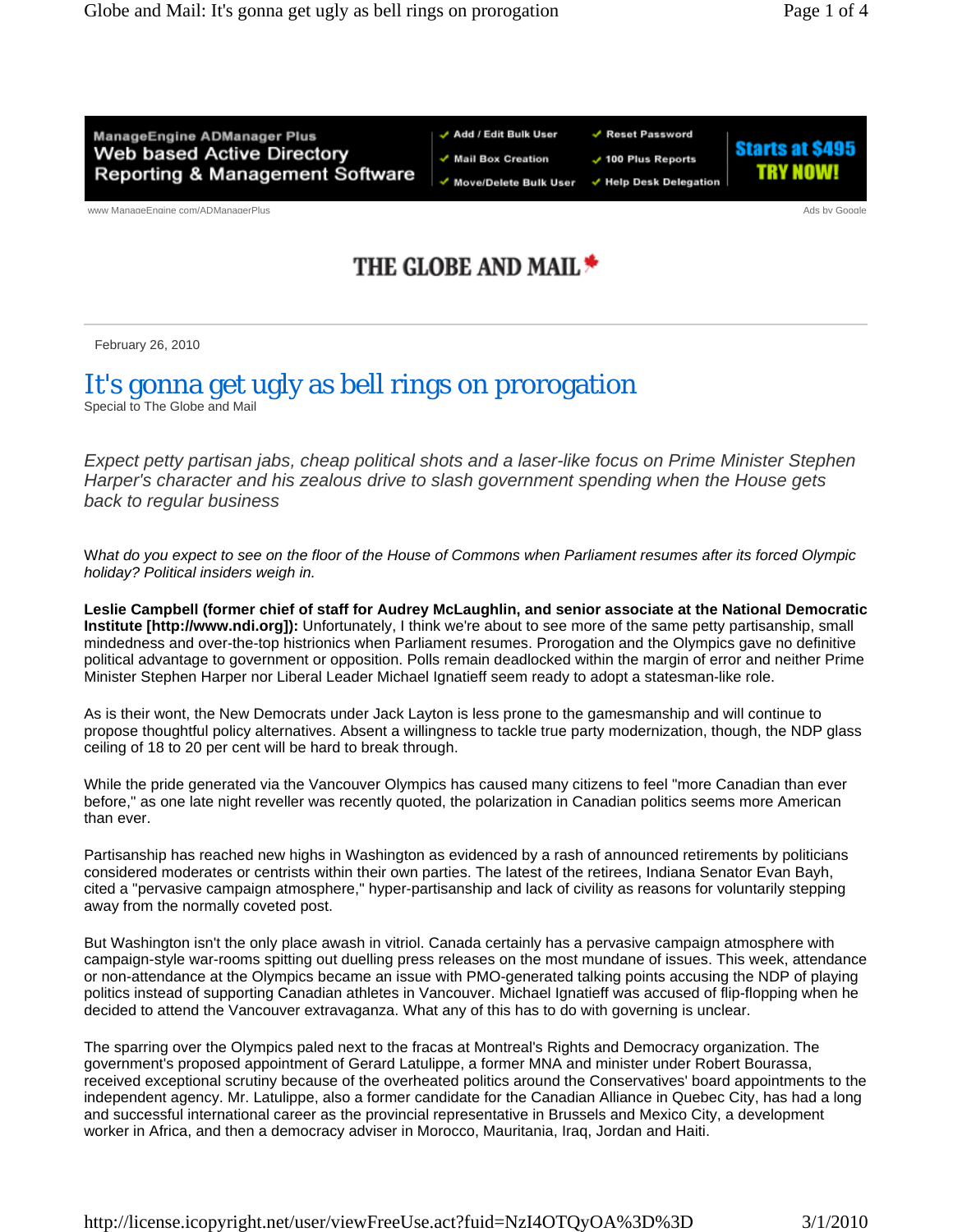THE GLOBE AND MAIL

February 26, 2010

# It's gonna get ugly as bell rings on prorogation

Special to The Globe and Mail

*Expect petty partisan jabs, cheap political shots and a laser-like focus on Prime Minister Stephen Harper's character and his zealous drive to slash government spending when the House gets back to regular business*

W*hat do you expect to see on the floor of the House of Commons when Parliament resumes after its forced Olympic holiday? Political insiders weigh in.*

**Leslie Campbell (former chief of staff for Audrey McLaughlin, and senior associate at the National Democratic Institute [http://www.ndi.org]):** Unfortunately, I think we're about to see more of the same petty partisanship, small mindedness and over-the-top histrionics when Parliament resumes. Prorogation and the Olympics gave no definitive political advantage to government or opposition. Polls remain deadlocked within the margin of error and neither Prime Minister Stephen Harper nor Liberal Leader Michael Ignatieff seem ready to adopt a statesman-like role.

As is their wont, the New Democrats under Jack Layton is less prone to the gamesmanship and will continue to propose thoughtful policy alternatives. Absent a willingness to tackle true party modernization, though, the NDP glass ceiling of 18 to 20 per cent will be hard to break through.

While the pride generated via the Vancouver Olympics has caused many citizens to feel "more Canadian than ever before," as one late night reveller was recently quoted, the polarization in Canadian politics seems more American than ever.

Partisanship has reached new highs in Washington as evidenced by a rash of announced retirements by politicians considered moderates or centrists within their own parties. The latest of the retirees, Indiana Senator Evan Bayh, cited a "pervasive campaign atmosphere," hyper-partisanship and lack of civility as reasons for voluntarily stepping away from the normally coveted post.

But Washington isn't the only place awash in vitriol. Canada certainly has a pervasive campaign atmosphere with campaign-style war-rooms spitting out duelling press releases on the most mundane of issues. This week, attendance or non-attendance at the Olympics became an issue with PMO-generated talking points accusing the NDP of playing politics instead of supporting Canadian athletes in Vancouver. Michael Ignatieff was accused of flip-flopping when he decided to attend the Vancouver extravaganza. What any of this has to do with governing is unclear.

The sparring over the Olympics paled next to the fracas at Montreal's Rights and Democracy organization. The government's proposed appointment of Gerard Latulippe, a former MNA and minister under Robert Bourassa, received exceptional scrutiny because of the overheated politics around the Conservatives' board appointments to the independent agency. Mr. Latulippe, also a former candidate for the Canadian Alliance in Quebec City, has had a long and successful international career as the provincial representative in Brussels and Mexico City, a development worker in Africa, and then a democracy adviser in Morocco, Mauritania, Iraq, Jordan and Haiti.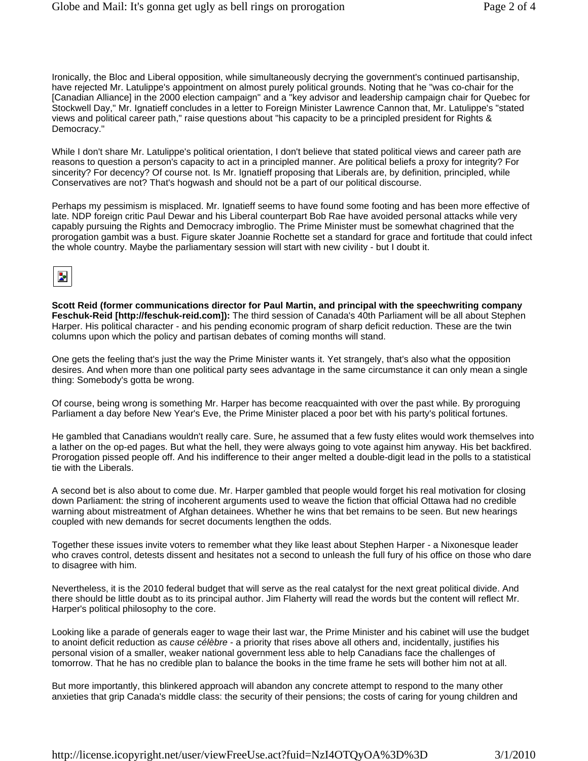Ironically, the Bloc and Liberal opposition, while simultaneously decrying the government's continued partisanship, have rejected Mr. Latulippe's appointment on almost purely political grounds. Noting that he "was co-chair for the [Canadian Alliance] in the 2000 election campaign" and a "key advisor and leadership campaign chair for Quebec for Stockwell Day," Mr. Ignatieff concludes in a letter to Foreign Minister Lawrence Cannon that, Mr. Latulippe's "stated views and political career path," raise questions about "his capacity to be a principled president for Rights & Democracy."

While I don't share Mr. Latulippe's political orientation, I don't believe that stated political views and career path are reasons to question a person's capacity to act in a principled manner. Are political beliefs a proxy for integrity? For sincerity? For decency? Of course not. Is Mr. Ignatieff proposing that Liberals are, by definition, principled, while Conservatives are not? That's hogwash and should not be a part of our political discourse.

Perhaps my pessimism is misplaced. Mr. Ignatieff seems to have found some footing and has been more effective of late. NDP foreign critic Paul Dewar and his Liberal counterpart Bob Rae have avoided personal attacks while very capably pursuing the Rights and Democracy imbroglio. The Prime Minister must be somewhat chagrined that the prorogation gambit was a bust. Figure skater Joannie Rochette set a standard for grace and fortitude that could infect the whole country. Maybe the parliamentary session will start with new civility - but I doubt it.

**Scott Reid (former communications director for Paul Martin, and principal with the speechwriting company Feschuk-Reid [http://feschuk-reid.com]):** The third session of Canada's 40th Parliament will be all about Stephen Harper. His political character - and his pending economic program of sharp deficit reduction. These are the twin columns upon which the policy and partisan debates of coming months will stand.

One gets the feeling that's just the way the Prime Minister wants it. Yet strangely, that's also what the opposition desires. And when more than one political party sees advantage in the same circumstance it can only mean a single thing: Somebody's gotta be wrong.

Of course, being wrong is something Mr. Harper has become reacquainted with over the past while. By proroguing Parliament a day before New Year's Eve, the Prime Minister placed a poor bet with his party's political fortunes.

He gambled that Canadians wouldn't really care. Sure, he assumed that a few fusty elites would work themselves into a lather on the op-ed pages. But what the hell, they were always going to vote against him anyway. His bet backfired. Prorogation pissed people off. And his indifference to their anger melted a double-digit lead in the polls to a statistical tie with the Liberals.

A second bet is also about to come due. Mr. Harper gambled that people would forget his real motivation for closing down Parliament: the string of incoherent arguments used to weave the fiction that official Ottawa had no credible warning about mistreatment of Afghan detainees. Whether he wins that bet remains to be seen. But new hearings coupled with new demands for secret documents lengthen the odds.

Together these issues invite voters to remember what they like least about Stephen Harper - a Nixonesque leader who craves control, detests dissent and hesitates not a second to unleash the full fury of his office on those who dare to disagree with him.

Nevertheless, it is the 2010 federal budget that will serve as the real catalyst for the next great political divide. And there should be little doubt as to its principal author. Jim Flaherty will read the words but the content will reflect Mr. Harper's political philosophy to the core.

Looking like a parade of generals eager to wage their last war, the Prime Minister and his cabinet will use the budget to anoint deficit reduction as *cause célèbre* - a priority that rises above all others and, incidentally, justifies his personal vision of a smaller, weaker national government less able to help Canadians face the challenges of tomorrow. That he has no credible plan to balance the books in the time frame he sets will bother him not at all.

But more importantly, this blinkered approach will abandon any concrete attempt to respond to the many other anxieties that grip Canada's middle class: the security of their pensions; the costs of caring for young children and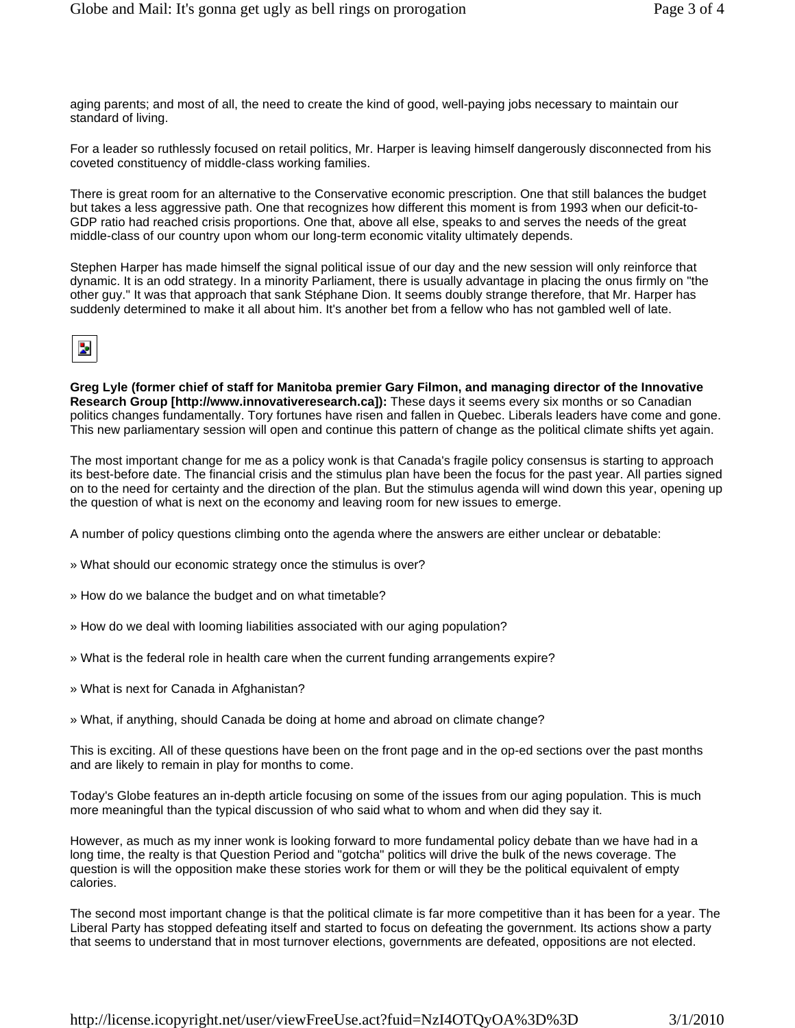aging parents; and most of all, the need to create the kind of good, well-paying jobs necessary to maintain our standard of living.

For a leader so ruthlessly focused on retail politics, Mr. Harper is leaving himself dangerously disconnected from his coveted constituency of middle-class working families.

There is great room for an alternative to the Conservative economic prescription. One that still balances the budget but takes a less aggressive path. One that recognizes how different this moment is from 1993 when our deficit-to-GDP ratio had reached crisis proportions. One that, above all else, speaks to and serves the needs of the great middle-class of our country upon whom our long-term economic vitality ultimately depends.

Stephen Harper has made himself the signal political issue of our day and the new session will only reinforce that dynamic. It is an odd strategy. In a minority Parliament, there is usually advantage in placing the onus firmly on "the other guy." It was that approach that sank Stéphane Dion. It seems doubly strange therefore, that Mr. Harper has suddenly determined to make it all about him. It's another bet from a fellow who has not gambled well of late.

**Greg Lyle (former chief of staff for Manitoba premier Gary Filmon, and managing director of the Innovative Research Group [http://www.innovativeresearch.ca]):** These days it seems every six months or so Canadian politics changes fundamentally. Tory fortunes have risen and fallen in Quebec. Liberals leaders have come and gone. This new parliamentary session will open and continue this pattern of change as the political climate shifts yet again.

The most important change for me as a policy wonk is that Canada's fragile policy consensus is starting to approach its best-before date. The financial crisis and the stimulus plan have been the focus for the past year. All parties signed on to the need for certainty and the direction of the plan. But the stimulus agenda will wind down this year, opening up the question of what is next on the economy and leaving room for new issues to emerge.

A number of policy questions climbing onto the agenda where the answers are either unclear or debatable:

» What should our economic strategy once the stimulus is over?

» How do we balance the budget and on what timetable?

» How do we deal with looming liabilities associated with our aging population?

» What is the federal role in health care when the current funding arrangements expire?

» What is next for Canada in Afghanistan?

» What, if anything, should Canada be doing at home and abroad on climate change?

This is exciting. All of these questions have been on the front page and in the op-ed sections over the past months and are likely to remain in play for months to come.

Today's Globe features an in-depth article focusing on some of the issues from our aging population. This is much more meaningful than the typical discussion of who said what to whom and when did they say it.

However, as much as my inner wonk is looking forward to more fundamental policy debate than we have had in a long time, the realty is that Question Period and "gotcha" politics will drive the bulk of the news coverage. The question is will the opposition make these stories work for them or will they be the political equivalent of empty calories.

The second most important change is that the political climate is far more competitive than it has been for a year. The Liberal Party has stopped defeating itself and started to focus on defeating the government. Its actions show a party that seems to understand that in most turnover elections, governments are defeated, oppositions are not elected.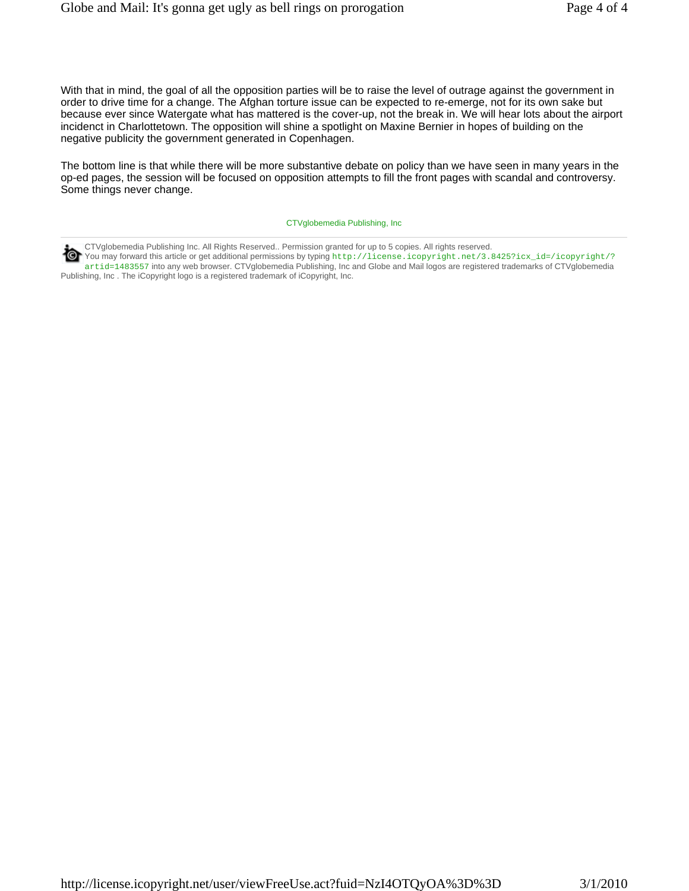With that in mind, the goal of all the opposition parties will be to raise the level of outrage against the government in order to drive time for a change. The Afghan torture issue can be expected to re-emerge, not for its own sake but because ever since Watergate what has mattered is the cover-up, not the break in. We will hear lots about the airport incidenct in Charlottetown. The opposition will shine a spotlight on Maxine Bernier in hopes of building on the negative publicity the government generated in Copenhagen.

The bottom line is that while there will be more substantive debate on policy than we have seen in many years in the op-ed pages, the session will be focused on opposition attempts to fill the front pages with scandal and controversy. Some things never change.

CTVglobemedia Publishing, Inc

---

CTVglobemedia Publishing Inc. All Rights Reserved.. Permission granted for up to 5 copies. All rights reserved.
You may forward this article or get additional permissions by typing `http://license.icopyright.net/3.8425?icx_id=/icopyright/?artid=1483557` into any web browser. CTVglobemedia Publishing, Inc and Globe and Mail logos are registered trademarks of CTVglobemedia Publishing, Inc . The iCopyright logo is a registered trademark of iCopyright, Inc.